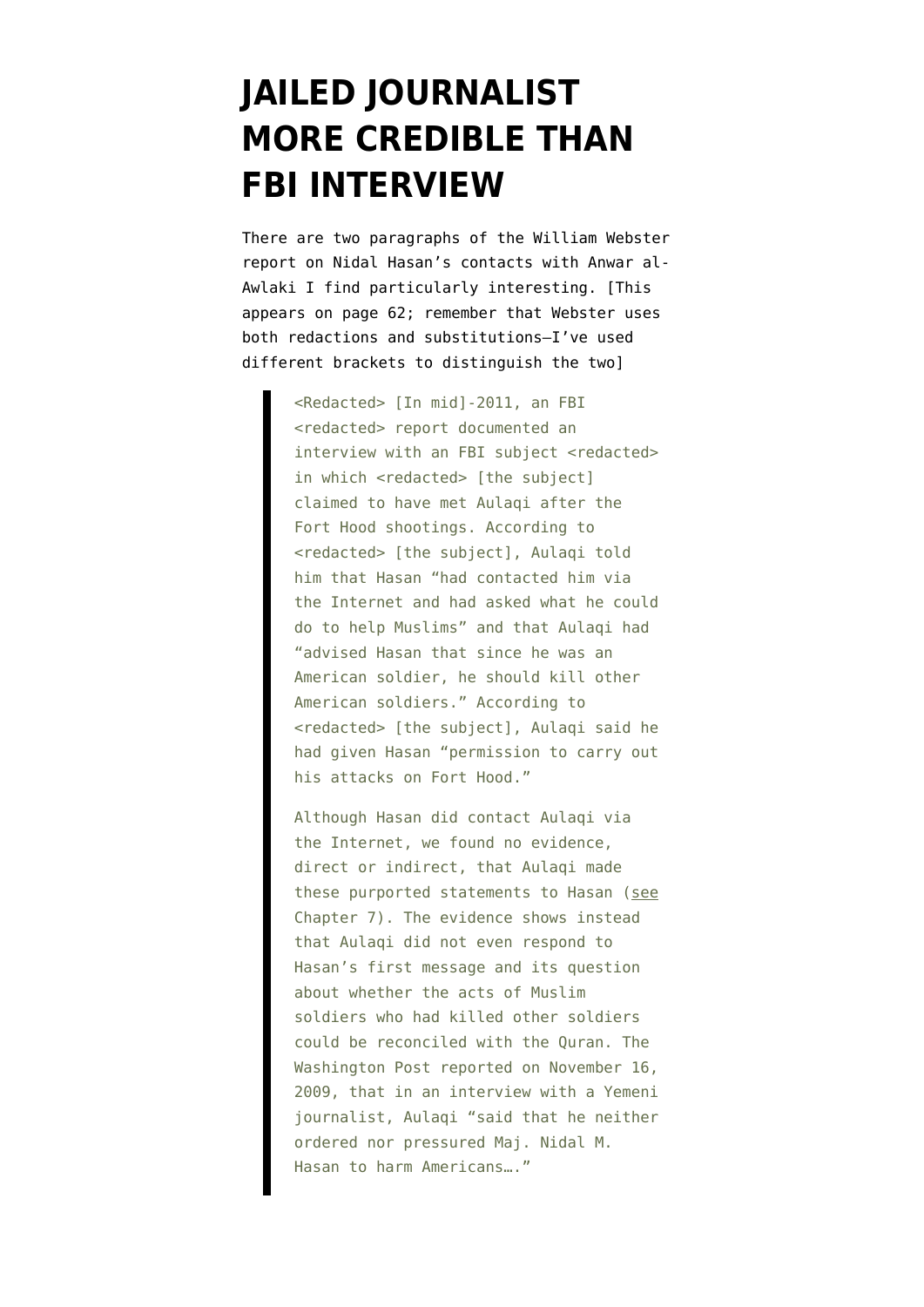# JAILED JOURNALIST MORE CREDIBLE THAN FBI INTERVIEW

There are two paragraphs of the William Webster report on Nidal Hasan's contacts with Anwar al-Awlaki I find particularly interesting. [This appears on page 62; remember that Webster uses both redactions and substitutions–I've used different brackets to distinguish the two]

> <Redacted> [In mid]-2011, an FBI <redacted> report documented an interview with an FBI subject <redacted> in which <redacted> [the subject] claimed to have met Aulaqi after the Fort Hood shootings. According to <redacted> [the subject], Aulaqi told him that Hasan "had contacted him via the Internet and had asked what he could do to help Muslims" and that Aulaqi had "advised Hasan that since he was an American soldier, he should kill other American soldiers." According to <redacted> [the subject], Aulaqi said he had given Hasan "permission to carry out his attacks on Fort Hood."
>
> Although Hasan did contact Aulaqi via the Internet, we found no evidence, direct or indirect, that Aulaqi made these purported statements to Hasan (see Chapter 7). The evidence shows instead that Aulaqi did not even respond to Hasan's first message and its question about whether the acts of Muslim soldiers who had killed other soldiers could be reconciled with the Quran. The Washington Post reported on November 16, 2009, that in an interview with a Yemeni journalist, Aulaqi "said that he neither ordered nor pressured Maj. Nidal M. Hasan to harm Americans…."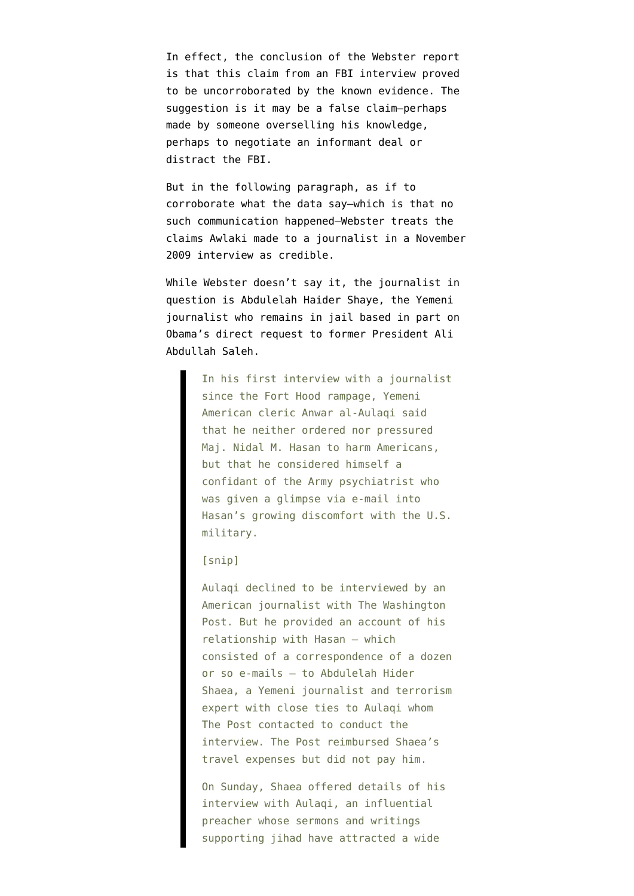In effect, the conclusion of the Webster report is that this claim from an FBI interview proved to be uncorroborated by the known evidence. The suggestion is it may be a false claim—perhaps made by someone overselling his knowledge, perhaps to negotiate an informant deal or distract the FBI.

But in the following paragraph, as if to corroborate what the data say—which is that no such communication happened—Webster treats the claims Awlaki made to a journalist in a November 2009 interview as credible.

While Webster doesn't say it, the journalist in question is Abdulelah Haider Shaye, the Yemeni journalist who remains in jail based in part on Obama's direct request to former President Ali Abdullah Saleh.

> In his first interview with a journalist since the Fort Hood rampage, Yemeni American cleric Anwar al-Aulaqi said that he neither ordered nor pressured Maj. Nidal M. Hasan to harm Americans, but that he considered himself a confidant of the Army psychiatrist who was given a glimpse via e-mail into Hasan's growing discomfort with the U.S. military.
>
> [snip]
>
> Aulaqi declined to be interviewed by an American journalist with The Washington Post. But he provided an account of his relationship with Hasan — which consisted of a correspondence of a dozen or so e-mails — to Abdulelah Hider Shaea, a Yemeni journalist and terrorism expert with close ties to Aulaqi whom The Post contacted to conduct the interview. The Post reimbursed Shaea's travel expenses but did not pay him.
>
> On Sunday, Shaea offered details of his interview with Aulaqi, an influential preacher whose sermons and writings supporting jihad have attracted a wide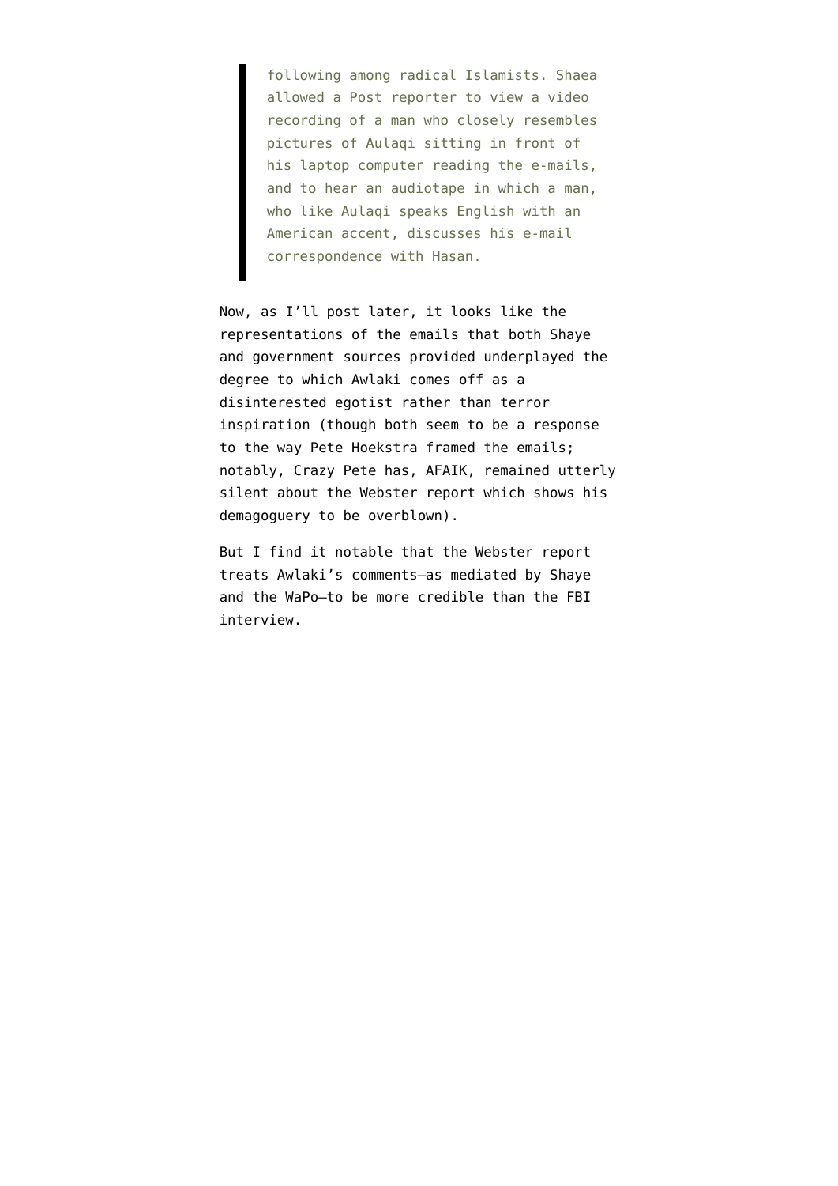> following among radical Islamists. Shaea allowed a Post reporter to view a video recording of a man who closely resembles pictures of Aulaqi sitting in front of his laptop computer reading the e-mails, and to hear an audiotape in which a man, who like Aulaqi speaks English with an American accent, discusses his e-mail correspondence with Hasan.

Now, as I'll post later, it looks like the representations of the emails that both Shaye and government sources provided underplayed the degree to which Awlaki comes off as a disinterested egotist rather than terror inspiration (though both seem to be a response to the way Pete Hoekstra framed the emails; notably, Crazy Pete has, AFAIK, remained utterly silent about the Webster report which shows his demagoguery to be overblown).

But I find it notable that the Webster report treats Awlaki's comments–as mediated by Shaye and the WaPo–to be more credible than the FBI interview.